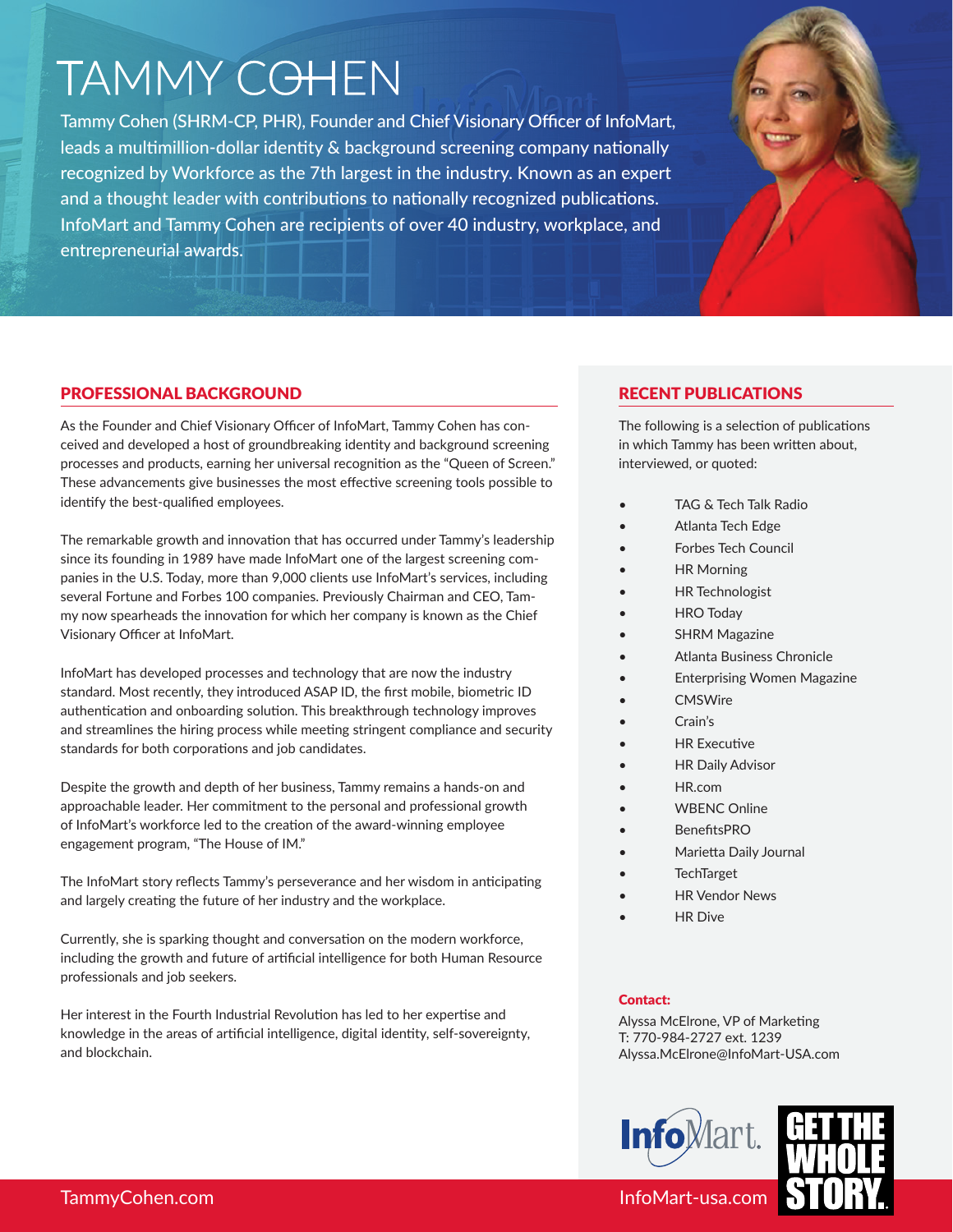# TAMMY COHEN

Tammy Cohen (SHRM-CP, PHR), Founder and Chief Visionary Officer of InfoMart, leads a multimillion-dollar identity & background screening company nationally recognized by Workforce as the 7th largest in the industry. Known as an expert and a thought leader with contributions to nationally recognized publications. InfoMart and Tammy Cohen are recipients of over 40 industry, workplace, and entrepreneurial awards.

## PROFESSIONAL BACKGROUND

As the Founder and Chief Visionary Officer of InfoMart, Tammy Cohen has conceived and developed a host of groundbreaking identity and background screening processes and products, earning her universal recognition as the "Queen of Screen." These advancements give businesses the most effective screening tools possible to identify the best-qualified employees.

The remarkable growth and innovation that has occurred under Tammy's leadership since its founding in 1989 have made InfoMart one of the largest screening companies in the U.S. Today, more than 9,000 clients use InfoMart's services, including several Fortune and Forbes 100 companies. Previously Chairman and CEO, Tammy now spearheads the innovation for which her company is known as the Chief Visionary Officer at InfoMart.

InfoMart has developed processes and technology that are now the industry standard. Most recently, they introduced ASAP ID, the first mobile, biometric ID authentication and onboarding solution. This breakthrough technology improves and streamlines the hiring process while meeting stringent compliance and security standards for both corporations and job candidates.

Despite the growth and depth of her business, Tammy remains a hands-on and approachable leader. Her commitment to the personal and professional growth of InfoMart's workforce led to the creation of the award-winning employee engagement program, "The House of IM."

The InfoMart story reflects Tammy's perseverance and her wisdom in anticipating and largely creating the future of her industry and the workplace.

Currently, she is sparking thought and conversation on the modern workforce, including the growth and future of artificial intelligence for both Human Resource professionals and job seekers.

Her interest in the Fourth Industrial Revolution has led to her expertise and knowledge in the areas of artificial intelligence, digital identity, self-sovereignty, and blockchain.

## RECENT PUBLICATIONS

The following is a selection of publications in which Tammy has been written about, interviewed, or quoted:

- TAG & Tech Talk Radio
- Atlanta Tech Edge
- Forbes Tech Council
- HR Morning
- HR Technologist
- HRO Today
- SHRM Magazine
- Atlanta Business Chronicle
- Enterprising Women Magazine
- CMSWire
- Crain's
- HR Executive
- HR Daily Advisor
- HR.com
- WBENC Online
- BenefitsPRO
- Marietta Daily Journal
- TechTarget
- HR Vendor News
- HR Dive

**Contact:**

Alyssa McElrone, VP of Marketing
T: 770-984-2727 ext. 1239
Alyssa.McElrone@InfoMart-USA.com

InfoMart. GET THE WHOLE STORY.

TammyCohen.com

InfoMart-usa.com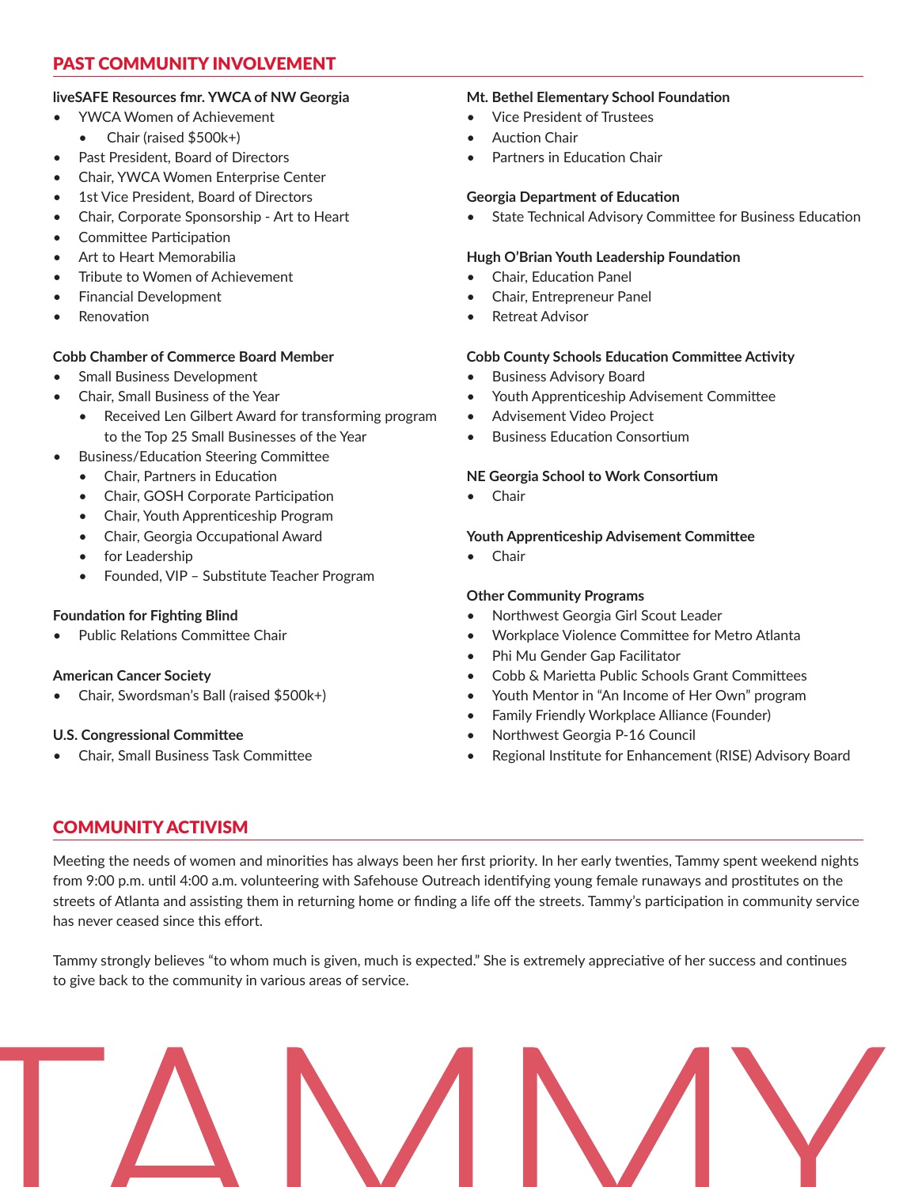## PAST COMMUNITY INVOLVEMENT

**liveSAFE Resources fmr. YWCA of NW Georgia**

- YWCA Women of Achievement
  - Chair (raised $500k+)
- Past President, Board of Directors
- Chair, YWCA Women Enterprise Center
- 1st Vice President, Board of Directors
- Chair, Corporate Sponsorship - Art to Heart
- Committee Participation
- Art to Heart Memorabilia
- Tribute to Women of Achievement
- Financial Development
- Renovation

**Cobb Chamber of Commerce Board Member**

- Small Business Development
- Chair, Small Business of the Year
  - Received Len Gilbert Award for transforming program to the Top 25 Small Businesses of the Year
- Business/Education Steering Committee
  - Chair, Partners in Education
  - Chair, GOSH Corporate Participation
  - Chair, Youth Apprenticeship Program
  - Chair, Georgia Occupational Award
  - for Leadership
  - Founded, VIP – Substitute Teacher Program

**Foundation for Fighting Blind**

- Public Relations Committee Chair

**American Cancer Society**

- Chair, Swordsman's Ball (raised $500k+)

**U.S. Congressional Committee**

- Chair, Small Business Task Committee

**Mt. Bethel Elementary School Foundation**

- Vice President of Trustees
- Auction Chair
- Partners in Education Chair

**Georgia Department of Education**

- State Technical Advisory Committee for Business Education

**Hugh O'Brian Youth Leadership Foundation**

- Chair, Education Panel
- Chair, Entrepreneur Panel
- Retreat Advisor

**Cobb County Schools Education Committee Activity**

- Business Advisory Board
- Youth Apprenticeship Advisement Committee
- Advisement Video Project
- Business Education Consortium

**NE Georgia School to Work Consortium**

- Chair

**Youth Apprenticeship Advisement Committee**

- Chair

**Other Community Programs**

- Northwest Georgia Girl Scout Leader
- Workplace Violence Committee for Metro Atlanta
- Phi Mu Gender Gap Facilitator
- Cobb & Marietta Public Schools Grant Committees
- Youth Mentor in "An Income of Her Own" program
- Family Friendly Workplace Alliance (Founder)
- Northwest Georgia P-16 Council
- Regional Institute for Enhancement (RISE) Advisory Board

## COMMUNITY ACTIVISM

Meeting the needs of women and minorities has always been her first priority. In her early twenties, Tammy spent weekend nights from 9:00 p.m. until 4:00 a.m. volunteering with Safehouse Outreach identifying young female runaways and prostitutes on the streets of Atlanta and assisting them in returning home or finding a life off the streets. Tammy's participation in community service has never ceased since this effort.

Tammy strongly believes "to whom much is given, much is expected." She is extremely appreciative of her success and continues to give back to the community in various areas of service.

TAMMY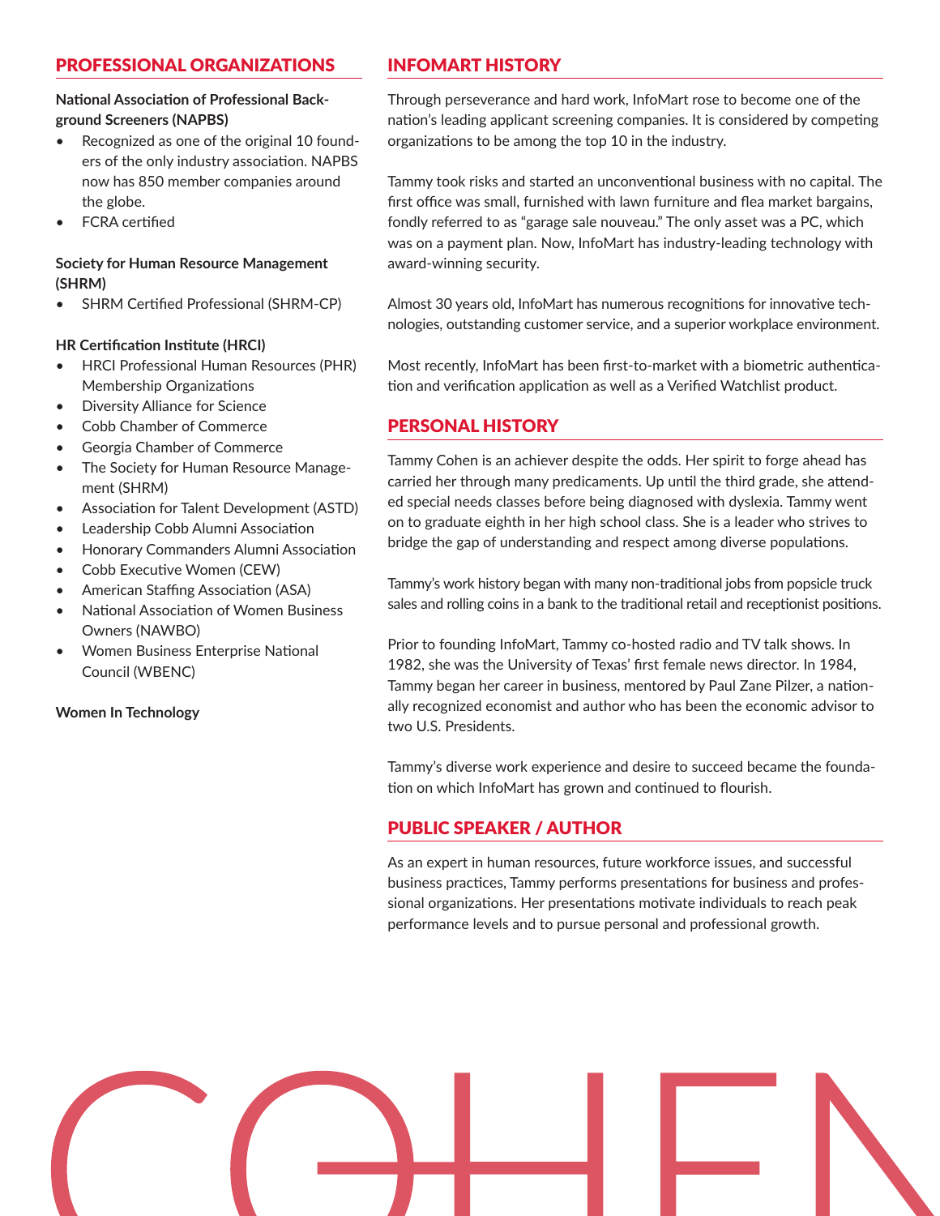## PROFESSIONAL ORGANIZATIONS

**National Association of Professional Background Screeners (NAPBS)**

- Recognized as one of the original 10 founders of the only industry association. NAPBS now has 850 member companies around the globe.
- FCRA certified

**Society for Human Resource Management (SHRM)**

- SHRM Certified Professional (SHRM-CP)

**HR Certification Institute (HRCI)**

- HRCI Professional Human Resources (PHR) Membership Organizations
- Diversity Alliance for Science
- Cobb Chamber of Commerce
- Georgia Chamber of Commerce
- The Society for Human Resource Management (SHRM)
- Association for Talent Development (ASTD)
- Leadership Cobb Alumni Association
- Honorary Commanders Alumni Association
- Cobb Executive Women (CEW)
- American Staffing Association (ASA)
- National Association of Women Business Owners (NAWBO)
- Women Business Enterprise National Council (WBENC)

**Women In Technology**

## INFOMART HISTORY

Through perseverance and hard work, InfoMart rose to become one of the nation's leading applicant screening companies. It is considered by competing organizations to be among the top 10 in the industry.

Tammy took risks and started an unconventional business with no capital. The first office was small, furnished with lawn furniture and flea market bargains, fondly referred to as "garage sale nouveau." The only asset was a PC, which was on a payment plan. Now, InfoMart has industry-leading technology with award-winning security.

Almost 30 years old, InfoMart has numerous recognitions for innovative technologies, outstanding customer service, and a superior workplace environment.

Most recently, InfoMart has been first-to-market with a biometric authentication and verification application as well as a Verified Watchlist product.

## PERSONAL HISTORY

Tammy Cohen is an achiever despite the odds. Her spirit to forge ahead has carried her through many predicaments. Up until the third grade, she attended special needs classes before being diagnosed with dyslexia. Tammy went on to graduate eighth in her high school class. She is a leader who strives to bridge the gap of understanding and respect among diverse populations.

Tammy's work history began with many non-traditional jobs from popsicle truck sales and rolling coins in a bank to the traditional retail and receptionist positions.

Prior to founding InfoMart, Tammy co-hosted radio and TV talk shows. In 1982, she was the University of Texas' first female news director. In 1984, Tammy began her career in business, mentored by Paul Zane Pilzer, a nationally recognized economist and author who has been the economic advisor to two U.S. Presidents.

Tammy's diverse work experience and desire to succeed became the foundation on which InfoMart has grown and continued to flourish.

## PUBLIC SPEAKER / AUTHOR

As an expert in human resources, future workforce issues, and successful business practices, Tammy performs presentations for business and professional organizations. Her presentations motivate individuals to reach peak performance levels and to pursue personal and professional growth.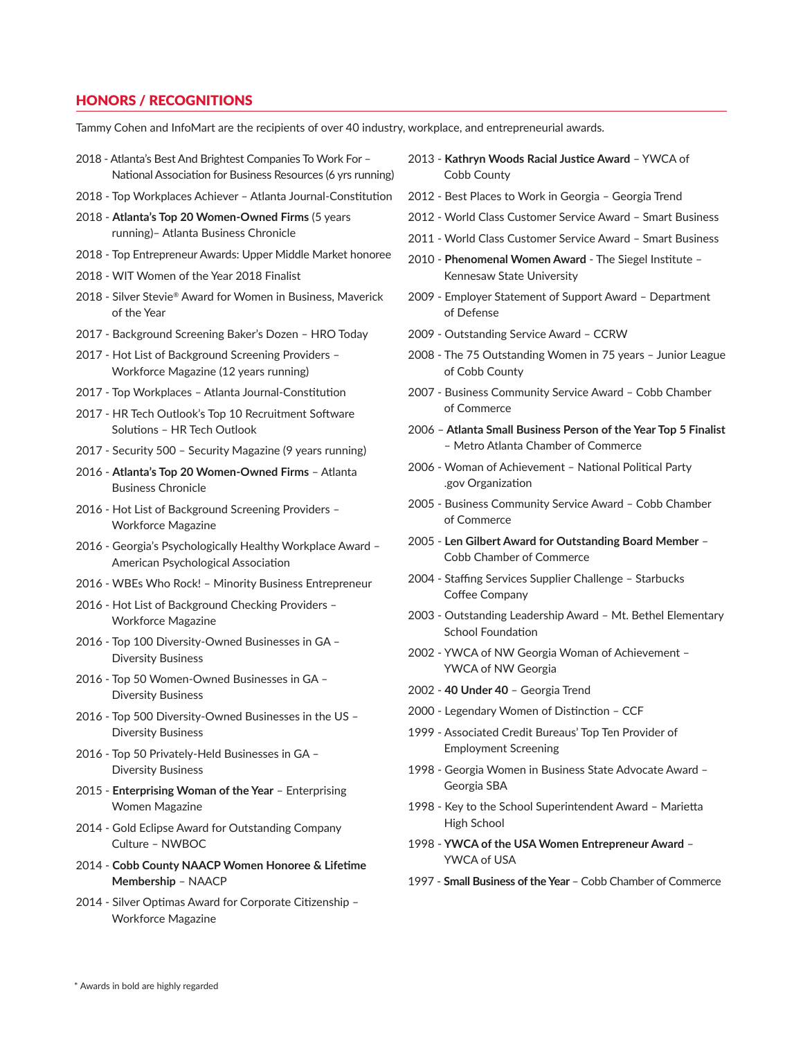## HONORS / RECOGNITIONS

Tammy Cohen and InfoMart are the recipients of over 40 industry, workplace, and entrepreneurial awards.

- 2018 - Atlanta's Best And Brightest Companies To Work For – National Association for Business Resources (6 yrs running)
- 2018 - Top Workplaces Achiever – Atlanta Journal-Constitution
- 2018 - **Atlanta's Top 20 Women-Owned Firms** (5 years running)– Atlanta Business Chronicle
- 2018 - Top Entrepreneur Awards: Upper Middle Market honoree
- 2018 - WIT Women of the Year 2018 Finalist
- 2018 - Silver Stevie® Award for Women in Business, Maverick of the Year
- 2017 - Background Screening Baker's Dozen – HRO Today
- 2017 - Hot List of Background Screening Providers – Workforce Magazine (12 years running)
- 2017 - Top Workplaces – Atlanta Journal-Constitution
- 2017 - HR Tech Outlook's Top 10 Recruitment Software Solutions – HR Tech Outlook
- 2017 - Security 500 – Security Magazine (9 years running)
- 2016 - **Atlanta's Top 20 Women-Owned Firms** – Atlanta Business Chronicle
- 2016 - Hot List of Background Screening Providers – Workforce Magazine
- 2016 - Georgia's Psychologically Healthy Workplace Award – American Psychological Association
- 2016 - WBEs Who Rock! – Minority Business Entrepreneur
- 2016 - Hot List of Background Checking Providers – Workforce Magazine
- 2016 - Top 100 Diversity-Owned Businesses in GA – Diversity Business
- 2016 - Top 50 Women-Owned Businesses in GA – Diversity Business
- 2016 - Top 500 Diversity-Owned Businesses in the US – Diversity Business
- 2016 - Top 50 Privately-Held Businesses in GA – Diversity Business
- 2015 - **Enterprising Woman of the Year** – Enterprising Women Magazine
- 2014 - Gold Eclipse Award for Outstanding Company Culture – NWBOC
- 2014 - **Cobb County NAACP Women Honoree & Lifetime Membership** – NAACP
- 2014 - Silver Optimas Award for Corporate Citizenship – Workforce Magazine
- 2013 - **Kathryn Woods Racial Justice Award** – YWCA of Cobb County
- 2012 - Best Places to Work in Georgia – Georgia Trend
- 2012 - World Class Customer Service Award – Smart Business
- 2011 - World Class Customer Service Award – Smart Business
- 2010 - **Phenomenal Women Award** - The Siegel Institute – Kennesaw State University
- 2009 - Employer Statement of Support Award – Department of Defense
- 2009 - Outstanding Service Award – CCRW
- 2008 - The 75 Outstanding Women in 75 years – Junior League of Cobb County
- 2007 - Business Community Service Award – Cobb Chamber of Commerce
- 2006 – **Atlanta Small Business Person of the Year Top 5 Finalist** – Metro Atlanta Chamber of Commerce
- 2006 - Woman of Achievement – National Political Party .gov Organization
- 2005 - Business Community Service Award – Cobb Chamber of Commerce
- 2005 - **Len Gilbert Award for Outstanding Board Member** – Cobb Chamber of Commerce
- 2004 - Staffing Services Supplier Challenge – Starbucks Coffee Company
- 2003 - Outstanding Leadership Award – Mt. Bethel Elementary School Foundation
- 2002 - YWCA of NW Georgia Woman of Achievement – YWCA of NW Georgia
- 2002 - **40 Under 40** – Georgia Trend
- 2000 - Legendary Women of Distinction – CCF
- 1999 - Associated Credit Bureaus' Top Ten Provider of Employment Screening
- 1998 - Georgia Women in Business State Advocate Award – Georgia SBA
- 1998 - Key to the School Superintendent Award – Marietta High School
- 1998 - **YWCA of the USA Women Entrepreneur Award** – YWCA of USA
- 1997 - **Small Business of the Year** – Cobb Chamber of Commerce

* Awards in bold are highly regarded